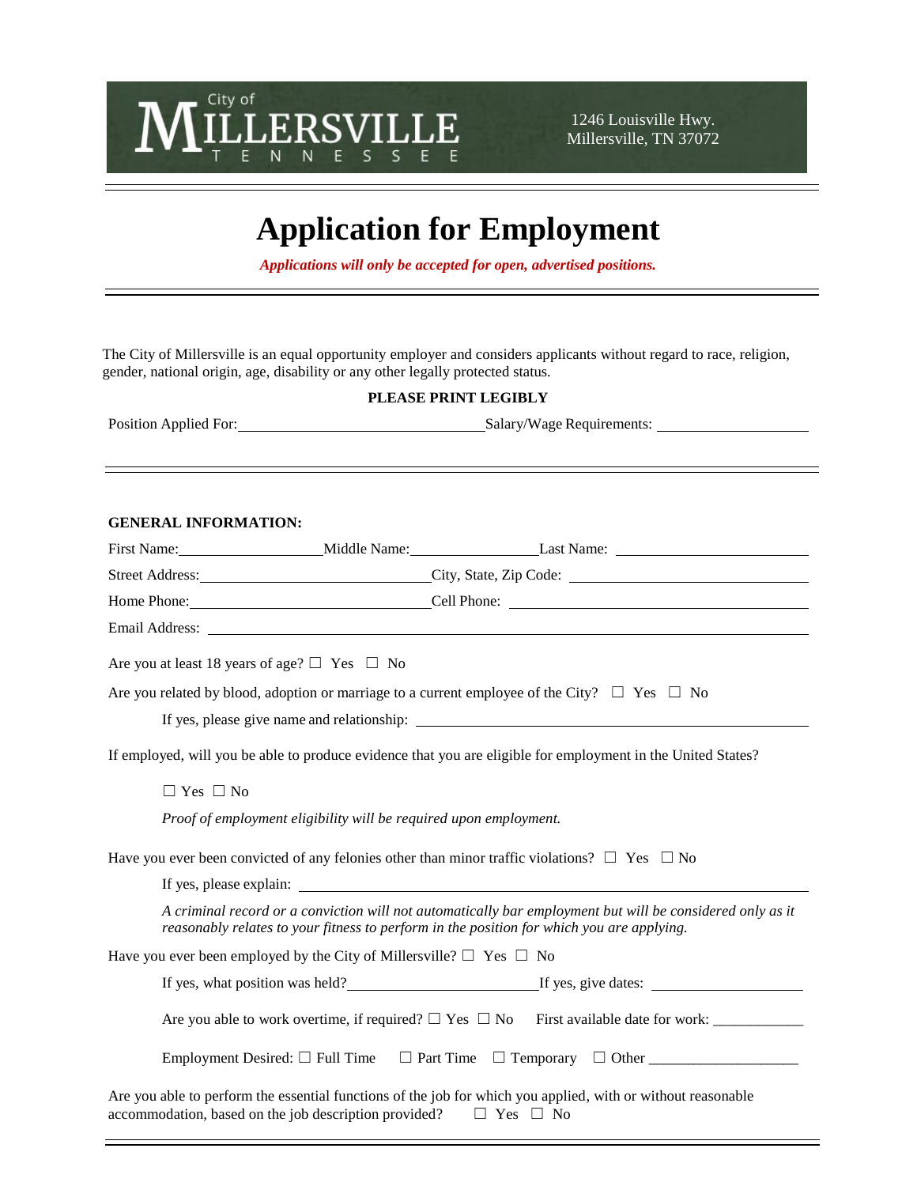City of MILLERSVILLE TENNESSEE

1246 Louisville Hwy.
Millersville, TN 37072

# Application for Employment

***Applications will only be accepted for open, advertised positions.***

The City of Millersville is an equal opportunity employer and considers applicants without regard to race, religion, gender, national origin, age, disability or any other legally protected status.

**PLEASE PRINT LEGIBLY**

Position Applied For: \_\_\_\_\_\_\_\_\_\_\_\_\_\_\_\_\_\_\_\_ Salary/Wage Requirements: \_\_\_\_\_\_\_\_\_\_\_\_\_\_\_\_

**GENERAL INFORMATION:**

First Name: \_\_\_\_\_\_\_\_\_\_\_\_ Middle Name: \_\_\_\_\_\_\_\_\_\_\_\_ Last Name: \_\_\_\_\_\_\_\_\_\_\_\_

Street Address: \_\_\_\_\_\_\_\_\_\_\_\_\_\_\_\_ City, State, Zip Code: \_\_\_\_\_\_\_\_\_\_\_\_\_\_\_\_

Home Phone: \_\_\_\_\_\_\_\_\_\_\_\_\_\_\_\_ Cell Phone: \_\_\_\_\_\_\_\_\_\_\_\_\_\_\_\_

Email Address: \_\_\_\_\_\_\_\_\_\_\_\_\_\_\_\_\_\_\_\_\_\_\_\_\_\_\_\_\_\_\_\_

Are you at least 18 years of age? ☐ Yes ☐ No

Are you related by blood, adoption or marriage to a current employee of the City? ☐ Yes ☐ No

If yes, please give name and relationship: \_\_\_\_\_\_\_\_\_\_\_\_\_\_\_\_\_\_\_\_\_\_\_\_\_\_\_\_\_\_\_\_

If employed, will you be able to produce evidence that you are eligible for employment in the United States?

☐ Yes ☐ No

*Proof of employment eligibility will be required upon employment.*

Have you ever been convicted of any felonies other than minor traffic violations? ☐ Yes ☐ No

If yes, please explain: \_\_\_\_\_\_\_\_\_\_\_\_\_\_\_\_\_\_\_\_\_\_\_\_\_\_\_\_\_\_\_\_

*A criminal record or a conviction will not automatically bar employment but will be considered only as it reasonably relates to your fitness to perform in the position for which you are applying.*

Have you ever been employed by the City of Millersville? ☐ Yes ☐ No

If yes, what position was held? \_\_\_\_\_\_\_\_\_\_\_\_\_\_\_\_ If yes, give dates: \_\_\_\_\_\_\_\_\_\_\_\_\_\_\_\_

Are you able to work overtime, if required? ☐ Yes ☐ No First available date for work: \_\_\_\_\_\_\_\_\_\_\_\_

Employment Desired: ☐ Full Time ☐ Part Time ☐ Temporary ☐ Other \_\_\_\_\_\_\_\_\_\_\_\_\_\_\_\_

Are you able to perform the essential functions of the job for which you applied, with or without reasonable accommodation, based on the job description provided? ☐ Yes ☐ No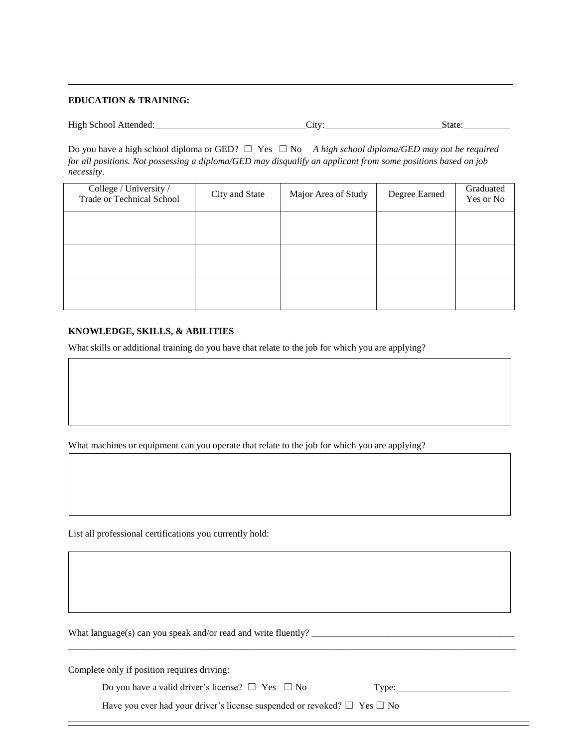**EDUCATION & TRAINING:**

High School Attended: ______________________________ City: ________________________ State: __________

Do you have a high school diploma or GED? ☐ Yes ☐ No *A high school diploma/GED may not be required for all positions. Not possessing a diploma/GED may disqualify an applicant from some positions based on job necessity.*

| College / University / Trade or Technical School | City and State | Major Area of Study | Degree Earned | Graduated Yes or No |
|---|---|---|---|---|
| | | | | |
| | | | | |
| | | | | |

**KNOWLEDGE, SKILLS, & ABILITIES**

What skills or additional training do you have that relate to the job for which you are applying?

What machines or equipment can you operate that relate to the job for which you are applying?

List all professional certifications you currently hold:

What language(s) can you speak and/or read and write fluently? ____________________________________________

Complete only if position requires driving:

Do you have a valid driver's license? ☐ Yes ☐ No Type: ________________________

Have you ever had your driver's license suspended or revoked? ☐ Yes ☐ No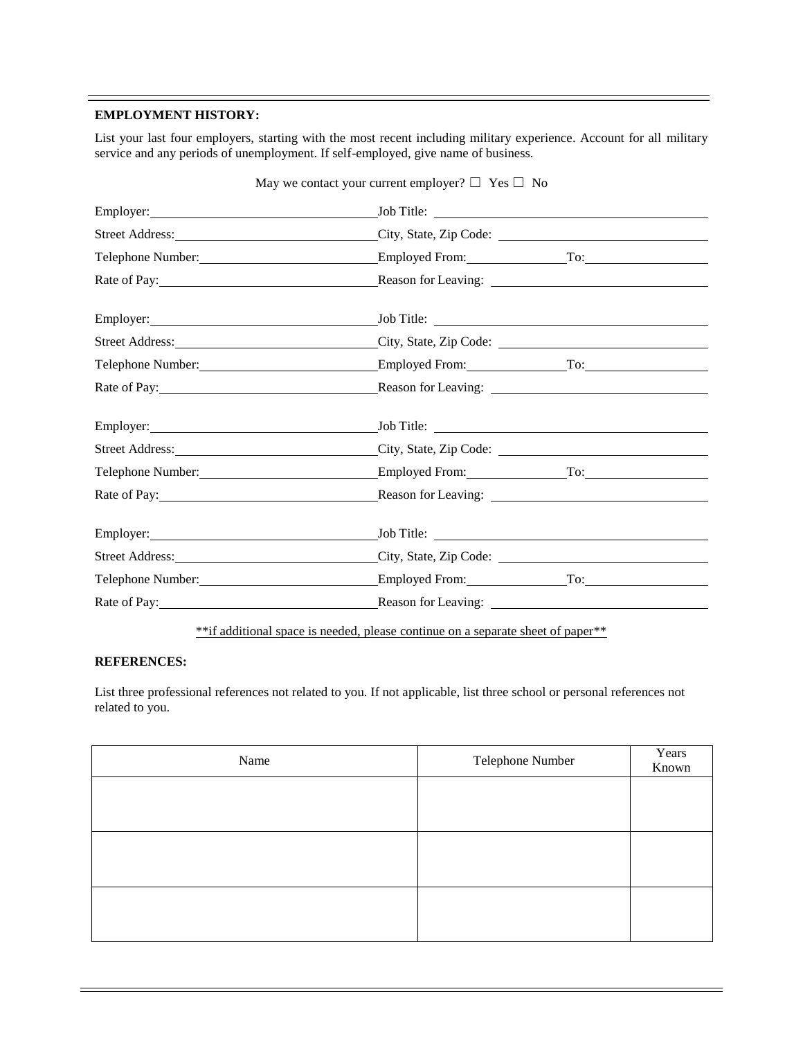**EMPLOYMENT HISTORY:**

List your last four employers, starting with the most recent including military experience. Account for all military service and any periods of unemployment. If self-employed, give name of business.

May we contact your current employer? ☐ Yes ☐ No

Employer: ______________________ Job Title: ______________________

Street Address: ______________________ City, State, Zip Code: ______________________

Telephone Number: ______________________ Employed From: ______________ To: ______________

Rate of Pay: ______________________ Reason for Leaving: ______________________

Employer: ______________________ Job Title: ______________________

Street Address: ______________________ City, State, Zip Code: ______________________

Telephone Number: ______________________ Employed From: ______________ To: ______________

Rate of Pay: ______________________ Reason for Leaving: ______________________

Employer: ______________________ Job Title: ______________________

Street Address: ______________________ City, State, Zip Code: ______________________

Telephone Number: ______________________ Employed From: ______________ To: ______________

Rate of Pay: ______________________ Reason for Leaving: ______________________

Employer: ______________________ Job Title: ______________________

Street Address: ______________________ City, State, Zip Code: ______________________

Telephone Number: ______________________ Employed From: ______________ To: ______________

Rate of Pay: ______________________ Reason for Leaving: ______________________

**if additional space is needed, please continue on a separate sheet of paper**

**REFERENCES:**

List three professional references not related to you. If not applicable, list three school or personal references not related to you.

| Name | Telephone Number | Years Known |
| --- | --- | --- |
| | | |
| | | |
| | | |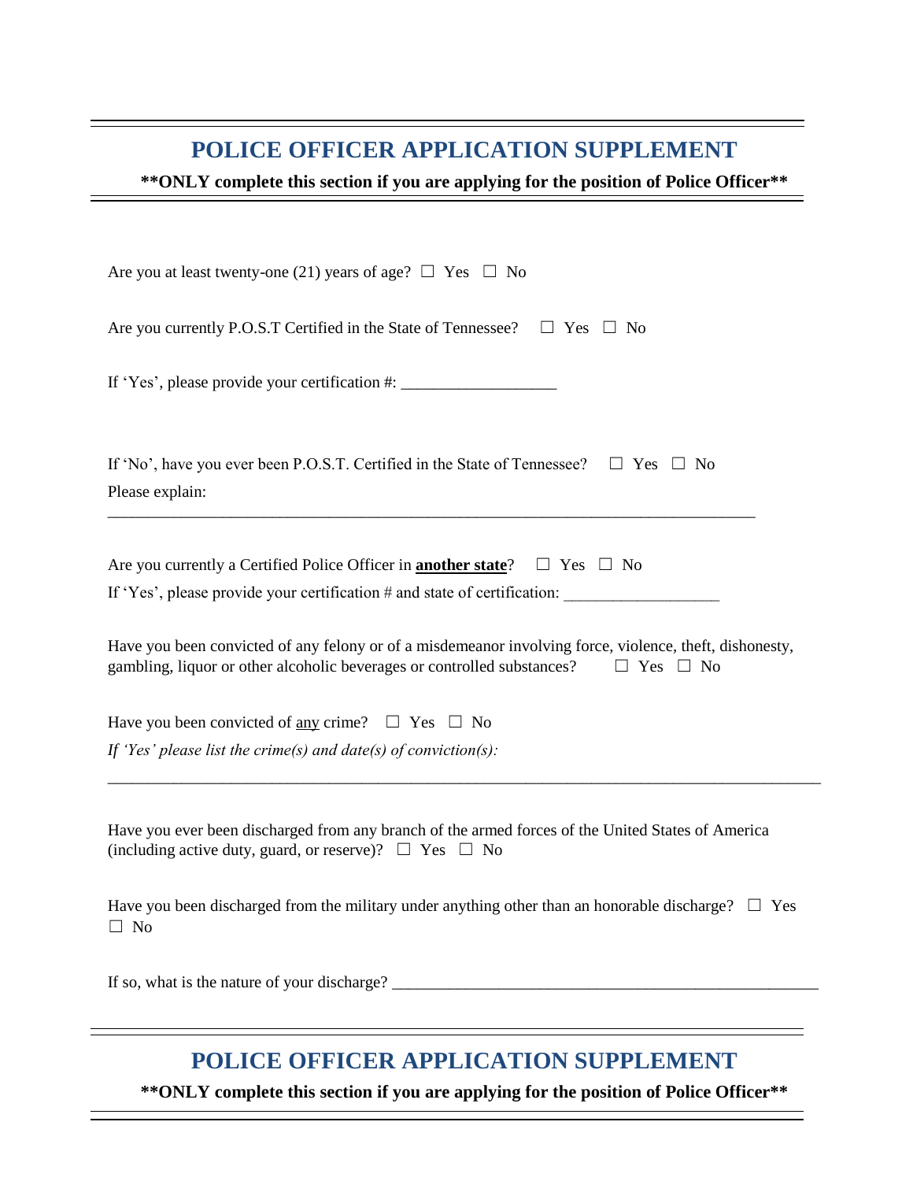## POLICE OFFICER APPLICATION SUPPLEMENT

**\*\*ONLY complete this section if you are applying for the position of Police Officer\*\***

Are you at least twenty-one (21) years of age? ☐ Yes ☐ No

Are you currently P.O.S.T Certified in the State of Tennessee? ☐ Yes ☐ No

If 'Yes', please provide your certification #: ___________________

If 'No', have you ever been P.O.S.T. Certified in the State of Tennessee? ☐ Yes ☐ No

Please explain:

_______________________________________________________________________________

Are you currently a Certified Police Officer in **another state**? ☐ Yes ☐ No

If 'Yes', please provide your certification # and state of certification: ___________________

Have you been convicted of any felony or of a misdemeanor involving force, violence, theft, dishonesty, gambling, liquor or other alcoholic beverages or controlled substances? ☐ Yes ☐ No

Have you been convicted of any crime? ☐ Yes ☐ No

*If 'Yes' please list the crime(s) and date(s) of conviction(s):*

_______________________________________________________________________________________

Have you ever been discharged from any branch of the armed forces of the United States of America (including active duty, guard, or reserve)? ☐ Yes ☐ No

Have you been discharged from the military under anything other than an honorable discharge? ☐ Yes ☐ No

If so, what is the nature of your discharge? ____________________________________________________

## POLICE OFFICER APPLICATION SUPPLEMENT

**\*\*ONLY complete this section if you are applying for the position of Police Officer\*\***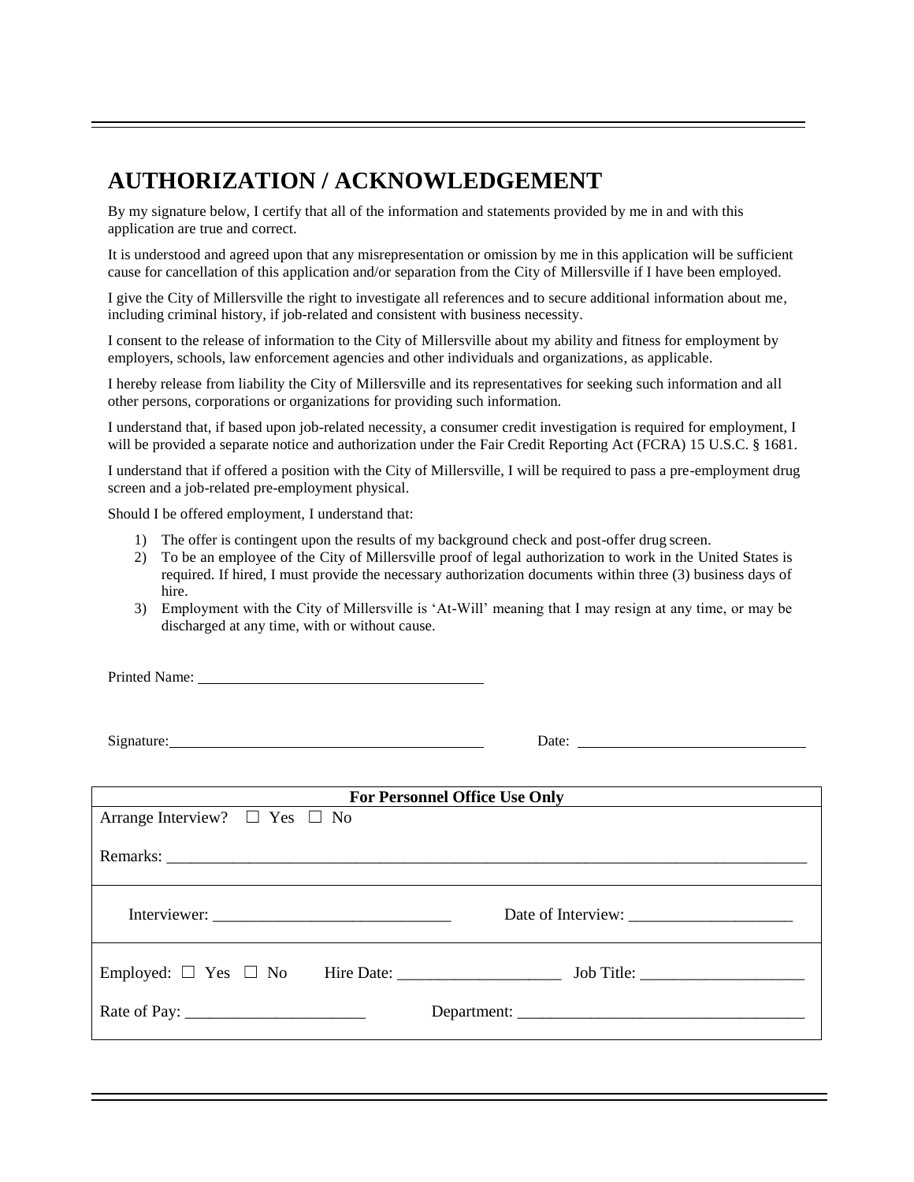# AUTHORIZATION / ACKNOWLEDGEMENT

By my signature below, I certify that all of the information and statements provided by me in and with this application are true and correct.

It is understood and agreed upon that any misrepresentation or omission by me in this application will be sufficient cause for cancellation of this application and/or separation from the City of Millersville if I have been employed.

I give the City of Millersville the right to investigate all references and to secure additional information about me, including criminal history, if job-related and consistent with business necessity.

I consent to the release of information to the City of Millersville about my ability and fitness for employment by employers, schools, law enforcement agencies and other individuals and organizations, as applicable.

I hereby release from liability the City of Millersville and its representatives for seeking such information and all other persons, corporations or organizations for providing such information.

I understand that, if based upon job-related necessity, a consumer credit investigation is required for employment, I will be provided a separate notice and authorization under the Fair Credit Reporting Act (FCRA) 15 U.S.C. § 1681.

I understand that if offered a position with the City of Millersville, I will be required to pass a pre-employment drug screen and a job-related pre-employment physical.

Should I be offered employment, I understand that:

1) The offer is contingent upon the results of my background check and post-offer drug screen.
2) To be an employee of the City of Millersville proof of legal authorization to work in the United States is required. If hired, I must provide the necessary authorization documents within three (3) business days of hire.
3) Employment with the City of Millersville is 'At-Will' meaning that I may resign at any time, or may be discharged at any time, with or without cause.

Printed Name: ______________________________________

Signature: __________________________________________ Date: ______________________________

| For Personnel Office Use Only | |
|---|---|
| Arrange Interview? ☐ Yes ☐ No<br><br>Remarks: ______________________________ | |
| Interviewer: ____________________________ | Date of Interview: ____________________ |
| Employed: ☐ Yes ☐ No Hire Date: ____________________ | Job Title: ____________________ |
| Rate of Pay: ______________________ | Department: ____________________________________ |